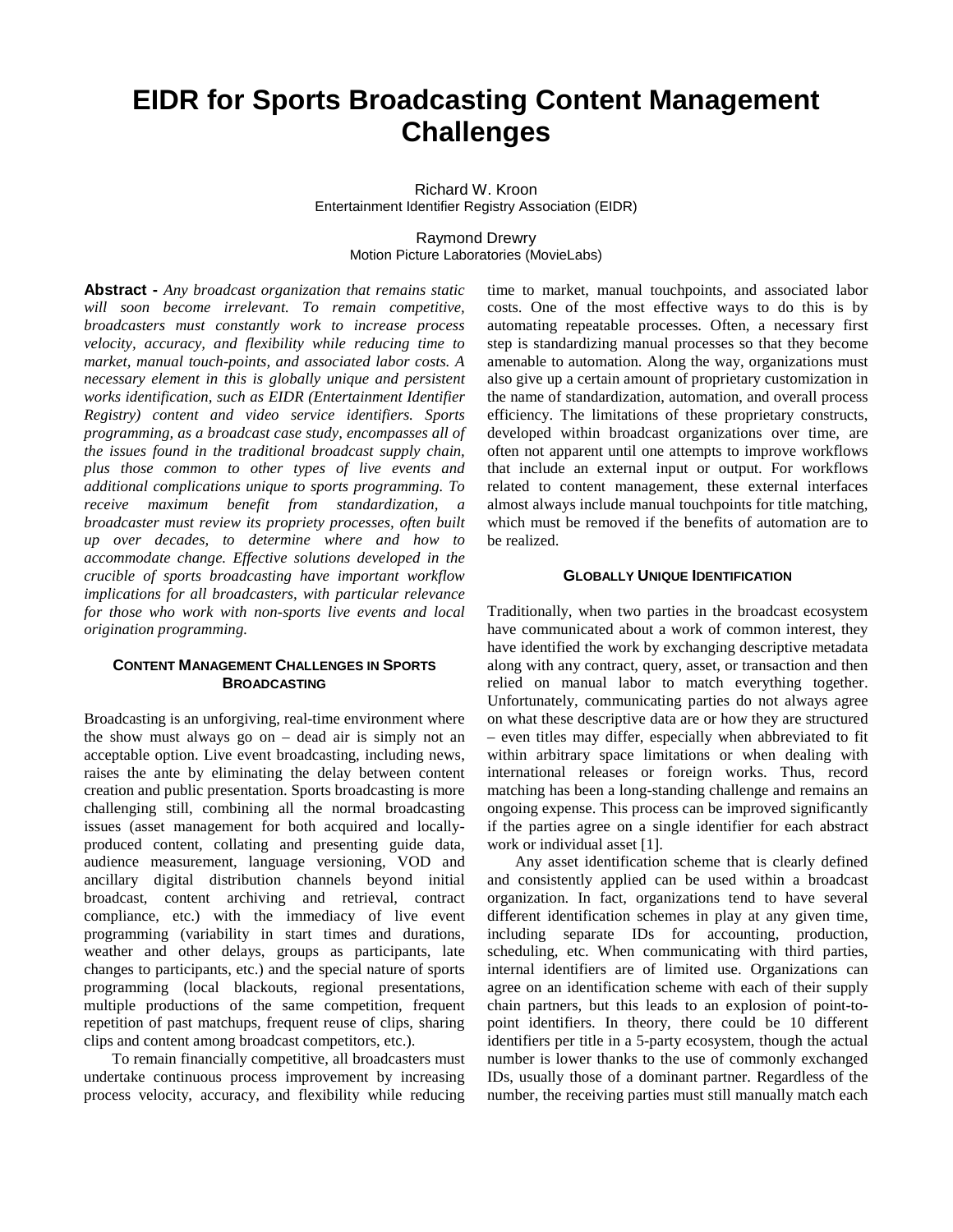# EIDR for Sports Broadcasting Content Management Challenges

Richard W. Kroon
Entertainment Identifier Registry Association (EIDR)

Raymond Drewry
Motion Picture Laboratories (MovieLabs)

**Abstract -** *Any broadcast organization that remains static will soon become irrelevant. To remain competitive, broadcasters must constantly work to increase process velocity, accuracy, and flexibility while reducing time to market, manual touch-points, and associated labor costs. A necessary element in this is globally unique and persistent works identification, such as EIDR (Entertainment Identifier Registry) content and video service identifiers. Sports programming, as a broadcast case study, encompasses all of the issues found in the traditional broadcast supply chain, plus those common to other types of live events and additional complications unique to sports programming. To receive maximum benefit from standardization, a broadcaster must review its propriety processes, often built up over decades, to determine where and how to accommodate change. Effective solutions developed in the crucible of sports broadcasting have important workflow implications for all broadcasters, with particular relevance for those who work with non-sports live events and local origination programming.*

## Content Management Challenges in Sports Broadcasting

Broadcasting is an unforgiving, real-time environment where the show must always go on – dead air is simply not an acceptable option. Live event broadcasting, including news, raises the ante by eliminating the delay between content creation and public presentation. Sports broadcasting is more challenging still, combining all the normal broadcasting issues (asset management for both acquired and locally-produced content, collating and presenting guide data, audience measurement, language versioning, VOD and ancillary digital distribution channels beyond initial broadcast, content archiving and retrieval, contract compliance, etc.) with the immediacy of live event programming (variability in start times and durations, weather and other delays, groups as participants, late changes to participants, etc.) and the special nature of sports programming (local blackouts, regional presentations, multiple productions of the same competition, frequent repetition of past matchups, frequent reuse of clips, sharing clips and content among broadcast competitors, etc.).

To remain financially competitive, all broadcasters must undertake continuous process improvement by increasing process velocity, accuracy, and flexibility while reducing time to market, manual touchpoints, and associated labor costs. One of the most effective ways to do this is by automating repeatable processes. Often, a necessary first step is standardizing manual processes so that they become amenable to automation. Along the way, organizations must also give up a certain amount of proprietary customization in the name of standardization, automation, and overall process efficiency. The limitations of these proprietary constructs, developed within broadcast organizations over time, are often not apparent until one attempts to improve workflows that include an external input or output. For workflows related to content management, these external interfaces almost always include manual touchpoints for title matching, which must be removed if the benefits of automation are to be realized.

## Globally Unique Identification

Traditionally, when two parties in the broadcast ecosystem have communicated about a work of common interest, they have identified the work by exchanging descriptive metadata along with any contract, query, asset, or transaction and then relied on manual labor to match everything together. Unfortunately, communicating parties do not always agree on what these descriptive data are or how they are structured – even titles may differ, especially when abbreviated to fit within arbitrary space limitations or when dealing with international releases or foreign works. Thus, record matching has been a long-standing challenge and remains an ongoing expense. This process can be improved significantly if the parties agree on a single identifier for each abstract work or individual asset [1].

Any asset identification scheme that is clearly defined and consistently applied can be used within a broadcast organization. In fact, organizations tend to have several different identification schemes in play at any given time, including separate IDs for accounting, production, scheduling, etc. When communicating with third parties, internal identifiers are of limited use. Organizations can agree on an identification scheme with each of their supply chain partners, but this leads to an explosion of point-to-point identifiers. In theory, there could be 10 different identifiers per title in a 5-party ecosystem, though the actual number is lower thanks to the use of commonly exchanged IDs, usually those of a dominant partner. Regardless of the number, the receiving parties must still manually match each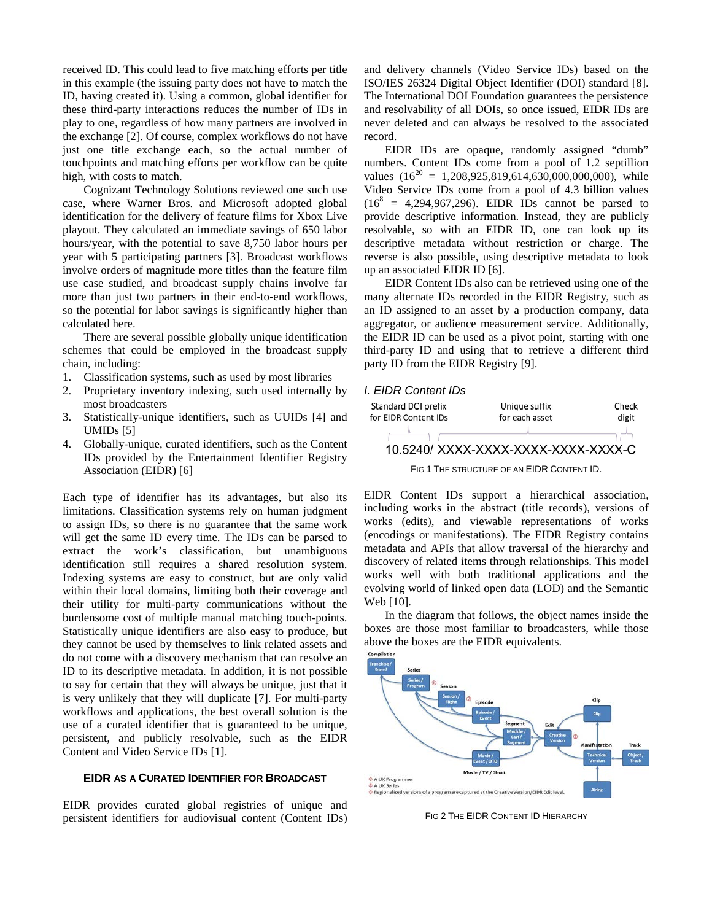received ID. This could lead to five matching efforts per title in this example (the issuing party does not have to match the ID, having created it). Using a common, global identifier for these third-party interactions reduces the number of IDs in play to one, regardless of how many partners are involved in the exchange [2]. Of course, complex workflows do not have just one title exchange each, so the actual number of touchpoints and matching efforts per workflow can be quite high, with costs to match.

Cognizant Technology Solutions reviewed one such use case, where Warner Bros. and Microsoft adopted global identification for the delivery of feature films for Xbox Live playout. They calculated an immediate savings of 650 labor hours/year, with the potential to save 8,750 labor hours per year with 5 participating partners [3]. Broadcast workflows involve orders of magnitude more titles than the feature film use case studied, and broadcast supply chains involve far more than just two partners in their end-to-end workflows, so the potential for labor savings is significantly higher than calculated here.

There are several possible globally unique identification schemes that could be employed in the broadcast supply chain, including:

1. Classification systems, such as used by most libraries
2. Proprietary inventory indexing, such used internally by most broadcasters
3. Statistically-unique identifiers, such as UUIDs [4] and UMIDs [5]
4. Globally-unique, curated identifiers, such as the Content IDs provided by the Entertainment Identifier Registry Association (EIDR) [6]

Each type of identifier has its advantages, but also its limitations. Classification systems rely on human judgment to assign IDs, so there is no guarantee that the same work will get the same ID every time. The IDs can be parsed to extract the work's classification, but unambiguous identification still requires a shared resolution system. Indexing systems are easy to construct, but are only valid within their local domains, limiting both their coverage and their utility for multi-party communications without the burdensome cost of multiple manual matching touch-points. Statistically unique identifiers are also easy to produce, but they cannot be used by themselves to link related assets and do not come with a discovery mechanism that can resolve an ID to its descriptive metadata. In addition, it is not possible to say for certain that they will always be unique, just that it is very unlikely that they will duplicate [7]. For multi-party workflows and applications, the best overall solution is the use of a curated identifier that is guaranteed to be unique, persistent, and publicly resolvable, such as the EIDR Content and Video Service IDs [1].

## EIDR AS A CURATED IDENTIFIER FOR BROADCAST

EIDR provides curated global registries of unique and persistent identifiers for audiovisual content (Content IDs) and delivery channels (Video Service IDs) based on the ISO/IES 26324 Digital Object Identifier (DOI) standard [8]. The International DOI Foundation guarantees the persistence and resolvability of all DOIs, so once issued, EIDR IDs are never deleted and can always be resolved to the associated record.

EIDR IDs are opaque, randomly assigned "dumb" numbers. Content IDs come from a pool of 1.2 septillion values ($16^{20}$ = 1,208,925,819,614,630,000,000,000), while Video Service IDs come from a pool of 4.3 billion values ($16^{8}$ = 4,294,967,296). EIDR IDs cannot be parsed to provide descriptive information. Instead, they are publicly resolvable, so with an EIDR ID, one can look up its descriptive metadata without restriction or charge. The reverse is also possible, using descriptive metadata to look up an associated EIDR ID [6].

EIDR Content IDs also can be retrieved using one of the many alternate IDs recorded in the EIDR Registry, such as an ID assigned to an asset by a production company, data aggregator, or audience measurement service. Additionally, the EIDR ID can be used as a pivot point, starting with one third-party ID and using that to retrieve a different third party ID from the EIDR Registry [9].

### *I. EIDR Content IDs*

Standard DOI prefix for EIDR Content IDs — Unique suffix for each asset — Check digit

10.5240/ XXXX-XXXX-XXXX-XXXX-XXXX-C

FIG 1 THE STRUCTURE OF AN EIDR CONTENT ID.

EIDR Content IDs support a hierarchical association, including works in the abstract (title records), versions of works (edits), and viewable representations of works (encodings or manifestations). The EIDR Registry contains metadata and APIs that allow traversal of the hierarchy and discovery of related items through relationships. This model works well with both traditional applications and the evolving world of linked open data (LOD) and the Semantic Web [10].

In the diagram that follows, the object names inside the boxes are those most familiar to broadcasters, while those above the boxes are the EIDR equivalents.

FIG 2 THE EIDR CONTENT ID HIERARCHY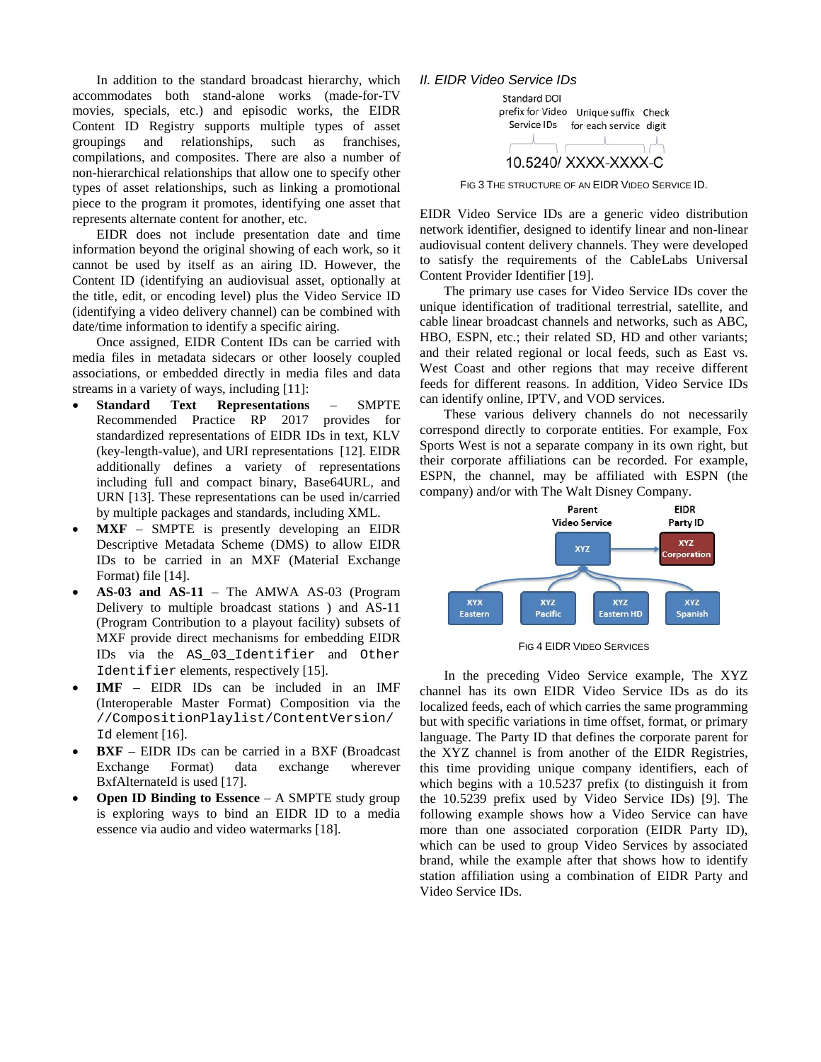In addition to the standard broadcast hierarchy, which accommodates both stand-alone works (made-for-TV movies, specials, etc.) and episodic works, the EIDR Content ID Registry supports multiple types of asset groupings and relationships, such as franchises, compilations, and composites. There are also a number of non-hierarchical relationships that allow one to specify other types of asset relationships, such as linking a promotional piece to the program it promotes, identifying one asset that represents alternate content for another, etc.

EIDR does not include presentation date and time information beyond the original showing of each work, so it cannot be used by itself as an airing ID. However, the Content ID (identifying an audiovisual asset, optionally at the title, edit, or encoding level) plus the Video Service ID (identifying a video delivery channel) can be combined with date/time information to identify a specific airing.

Once assigned, EIDR Content IDs can be carried with media files in metadata sidecars or other loosely coupled associations, or embedded directly in media files and data streams in a variety of ways, including [11]:

- **Standard Text Representations** – SMPTE Recommended Practice RP 2017 provides standardized representations of EIDR IDs in text, KLV (key-length-value), and URI representations [12]. EIDR additionally defines a variety of representations including full and compact binary, Base64URL, and URN [13]. These representations can be used in/carried by multiple packages and standards, including XML.
- **MXF** – SMPTE is presently developing an EIDR Descriptive Metadata Scheme (DMS) to allow EIDR IDs to be carried in an MXF (Material Exchange Format) file [14].
- **AS-03 and AS-11** – The AMWA AS-03 (Program Delivery to multiple broadcast stations ) and AS-11 (Program Contribution to a playout facility) subsets of MXF provide direct mechanisms for embedding EIDR IDs via the `AS_03_Identifier` and `Other Identifier` elements, respectively [15].
- **IMF** – EIDR IDs can be included in an IMF (Interoperable Master Format) Composition via the `//CompositionPlaylist/ContentVersion/Id` element [16].
- **BXF** – EIDR IDs can be carried in a BXF (Broadcast Exchange Format) data exchange wherever BxfAlternateId is used [17].
- **Open ID Binding to Essence** – A SMPTE study group is exploring ways to bind an EIDR ID to a media essence via audio and video watermarks [18].

### *II. EIDR Video Service IDs*

Standard DOI prefix for Video Service IDs — Unique suffix for each service — Check digit

10.5240/ XXXX-XXXX-C

FIG 3 THE STRUCTURE OF AN EIDR VIDEO SERVICE ID.

EIDR Video Service IDs are a generic video distribution network identifier, designed to identify linear and non-linear audiovisual content delivery channels. They were developed to satisfy the requirements of the CableLabs Universal Content Provider Identifier [19].

The primary use cases for Video Service IDs cover the unique identification of traditional terrestrial, satellite, and cable linear broadcast channels and networks, such as ABC, HBO, ESPN, etc.; their related SD, HD and other variants; and their related regional or local feeds, such as East vs. West Coast and other regions that may receive different feeds for different reasons. In addition, Video Service IDs can identify online, IPTV, and VOD services.

These various delivery channels do not necessarily correspond directly to corporate entities. For example, Fox Sports West is not a separate company in its own right, but their corporate affiliations can be recorded. For example, ESPN, the channel, may be affiliated with ESPN (the company) and/or with The Walt Disney Company.

Parent Video Service: XYZ → EIDR Party ID: XYZ Corporation

XYX Eastern | XYZ Pacific | XYZ Eastern HD | XYZ Spanish

FIG 4 EIDR VIDEO SERVICES

In the preceding Video Service example, The XYZ channel has its own EIDR Video Service IDs as do its localized feeds, each of which carries the same programming but with specific variations in time offset, format, or primary language. The Party ID that defines the corporate parent for the XYZ channel is from another of the EIDR Registries, this time providing unique company identifiers, each of which begins with a 10.5237 prefix (to distinguish it from the 10.5239 prefix used by Video Service IDs) [9]. The following example shows how a Video Service can have more than one associated corporation (EIDR Party ID), which can be used to group Video Services by associated brand, while the example after that shows how to identify station affiliation using a combination of EIDR Party and Video Service IDs.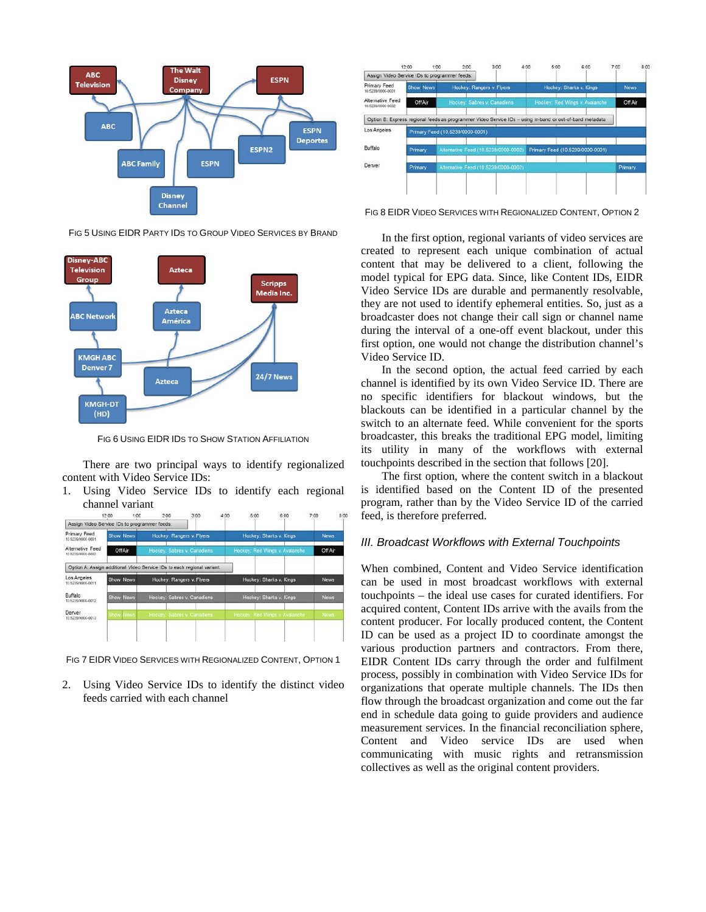FIG 5 USING EIDR PARTY IDS TO GROUP VIDEO SERVICES BY BRAND

FIG 6 USING EIDR IDS TO SHOW STATION AFFILIATION

There are two principal ways to identify regionalized content with Video Service IDs:

1. Using Video Service IDs to identify each regional channel variant

FIG 7 EIDR VIDEO SERVICES WITH REGIONALIZED CONTENT, OPTION 1

2. Using Video Service IDs to identify the distinct video feeds carried with each channel

FIG 8 EIDR VIDEO SERVICES WITH REGIONALIZED CONTENT, OPTION 2

In the first option, regional variants of video services are created to represent each unique combination of actual content that may be delivered to a client, following the model typical for EPG data. Since, like Content IDs, EIDR Video Service IDs are durable and permanently resolvable, they are not used to identify ephemeral entities. So, just as a broadcaster does not change their call sign or channel name during the interval of a one-off event blackout, under this first option, one would not change the distribution channel's Video Service ID.

In the second option, the actual feed carried by each channel is identified by its own Video Service ID. There are no specific identifiers for blackout windows, but the blackouts can be identified in a particular channel by the switch to an alternate feed. While convenient for the sports broadcaster, this breaks the traditional EPG model, limiting its utility in many of the workflows with external touchpoints described in the section that follows [20].

The first option, where the content switch in a blackout is identified based on the Content ID of the presented program, rather than by the Video Service ID of the carried feed, is therefore preferred.

### III. Broadcast Workflows with External Touchpoints

When combined, Content and Video Service identification can be used in most broadcast workflows with external touchpoints – the ideal use cases for curated identifiers. For acquired content, Content IDs arrive with the avails from the content producer. For locally produced content, the Content ID can be used as a project ID to coordinate amongst the various production partners and contractors. From there, EIDR Content IDs carry through the order and fulfilment process, possibly in combination with Video Service IDs for organizations that operate multiple channels. The IDs then flow through the broadcast organization and come out the far end in schedule data going to guide providers and audience measurement services. In the financial reconciliation sphere, Content and Video service IDs are used when communicating with music rights and retransmission collectives as well as the original content providers.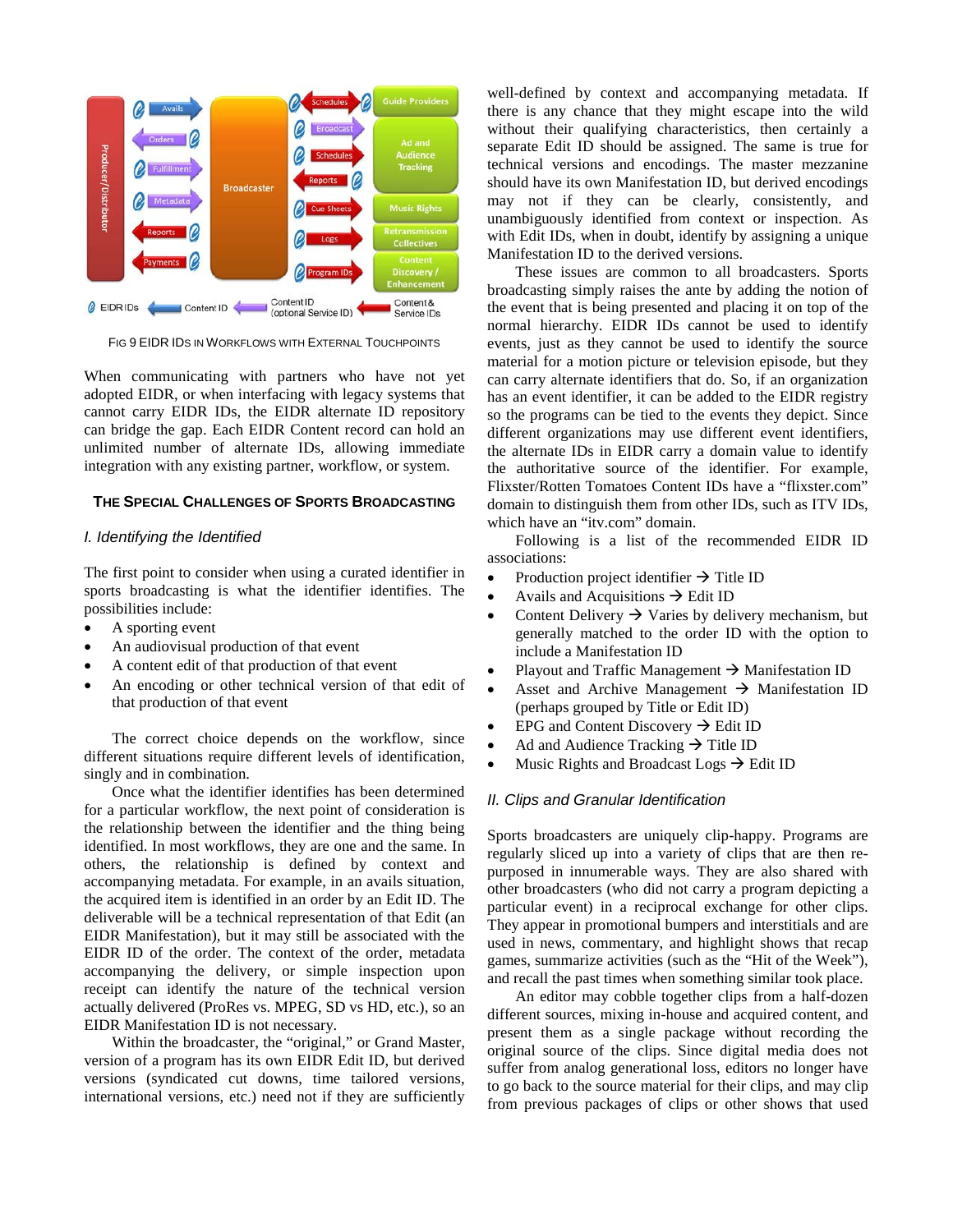FIG 9 EIDR IDS IN WORKFLOWS WITH EXTERNAL TOUCHPOINTS

When communicating with partners who have not yet adopted EIDR, or when interfacing with legacy systems that cannot carry EIDR IDs, the EIDR alternate ID repository can bridge the gap. Each EIDR Content record can hold an unlimited number of alternate IDs, allowing immediate integration with any existing partner, workflow, or system.

## THE SPECIAL CHALLENGES OF SPORTS BROADCASTING

### *I. Identifying the Identified*

The first point to consider when using a curated identifier in sports broadcasting is what the identifier identifies. The possibilities include:

- A sporting event
- An audiovisual production of that event
- A content edit of that production of that event
- An encoding or other technical version of that edit of that production of that event

The correct choice depends on the workflow, since different situations require different levels of identification, singly and in combination.

Once what the identifier identifies has been determined for a particular workflow, the next point of consideration is the relationship between the identifier and the thing being identified. In most workflows, they are one and the same. In others, the relationship is defined by context and accompanying metadata. For example, in an avails situation, the acquired item is identified in an order by an Edit ID. The deliverable will be a technical representation of that Edit (an EIDR Manifestation), but it may still be associated with the EIDR ID of the order. The context of the order, metadata accompanying the delivery, or simple inspection upon receipt can identify the nature of the technical version actually delivered (ProRes vs. MPEG, SD vs HD, etc.), so an EIDR Manifestation ID is not necessary.

Within the broadcaster, the "original," or Grand Master, version of a program has its own EIDR Edit ID, but derived versions (syndicated cut downs, time tailored versions, international versions, etc.) need not if they are sufficiently well-defined by context and accompanying metadata. If there is any chance that they might escape into the wild without their qualifying characteristics, then certainly a separate Edit ID should be assigned. The same is true for technical versions and encodings. The master mezzanine should have its own Manifestation ID, but derived encodings may not if they can be clearly, consistently, and unambiguously identified from context or inspection. As with Edit IDs, when in doubt, identify by assigning a unique Manifestation ID to the derived versions.

These issues are common to all broadcasters. Sports broadcasting simply raises the ante by adding the notion of the event that is being presented and placing it on top of the normal hierarchy. EIDR IDs cannot be used to identify events, just as they cannot be used to identify the source material for a motion picture or television episode, but they can carry alternate identifiers that do. So, if an organization has an event identifier, it can be added to the EIDR registry so the programs can be tied to the events they depict. Since different organizations may use different event identifiers, the alternate IDs in EIDR carry a domain value to identify the authoritative source of the identifier. For example, Flixster/Rotten Tomatoes Content IDs have a "flixster.com" domain to distinguish them from other IDs, such as ITV IDs, which have an "itv.com" domain.

Following is a list of the recommended EIDR ID associations:

- Production project identifier → Title ID
- Avails and Acquisitions → Edit ID
- Content Delivery → Varies by delivery mechanism, but generally matched to the order ID with the option to include a Manifestation ID
- Playout and Traffic Management → Manifestation ID
- Asset and Archive Management → Manifestation ID (perhaps grouped by Title or Edit ID)
- EPG and Content Discovery → Edit ID
- Ad and Audience Tracking → Title ID
- Music Rights and Broadcast Logs → Edit ID

### *II. Clips and Granular Identification*

Sports broadcasters are uniquely clip-happy. Programs are regularly sliced up into a variety of clips that are then re-purposed in innumerable ways. They are also shared with other broadcasters (who did not carry a program depicting a particular event) in a reciprocal exchange for other clips. They appear in promotional bumpers and interstitials and are used in news, commentary, and highlight shows that recap games, summarize activities (such as the "Hit of the Week"), and recall the past times when something similar took place.

An editor may cobble together clips from a half-dozen different sources, mixing in-house and acquired content, and present them as a single package without recording the original source of the clips. Since digital media does not suffer from analog generational loss, editors no longer have to go back to the source material for their clips, and may clip from previous packages of clips or other shows that used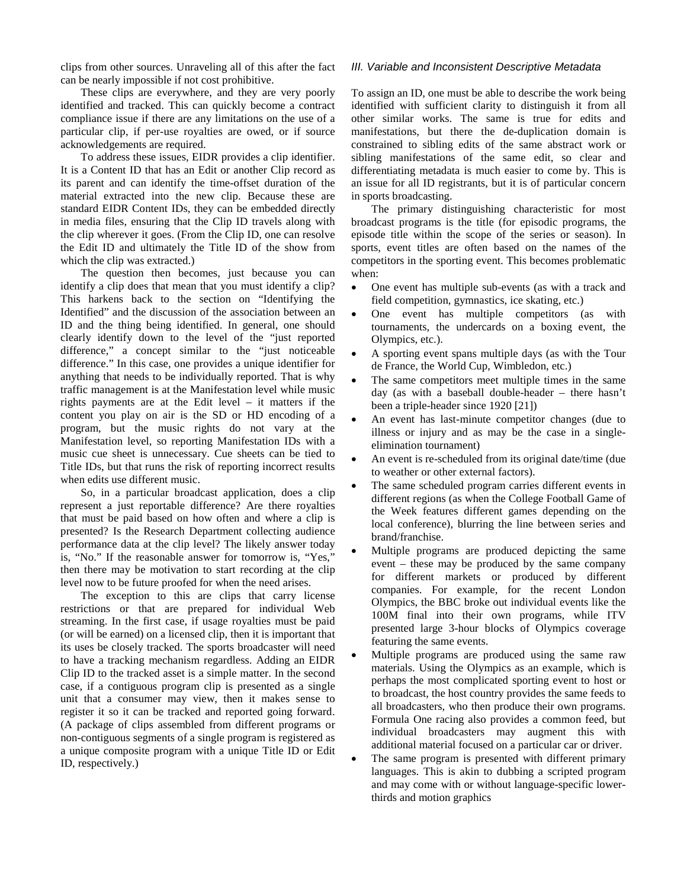clips from other sources. Unraveling all of this after the fact can be nearly impossible if not cost prohibitive.

These clips are everywhere, and they are very poorly identified and tracked. This can quickly become a contract compliance issue if there are any limitations on the use of a particular clip, if per-use royalties are owed, or if source acknowledgements are required.

To address these issues, EIDR provides a clip identifier. It is a Content ID that has an Edit or another Clip record as its parent and can identify the time-offset duration of the material extracted into the new clip. Because these are standard EIDR Content IDs, they can be embedded directly in media files, ensuring that the Clip ID travels along with the clip wherever it goes. (From the Clip ID, one can resolve the Edit ID and ultimately the Title ID of the show from which the clip was extracted.)

The question then becomes, just because you can identify a clip does that mean that you must identify a clip? This harkens back to the section on "Identifying the Identified" and the discussion of the association between an ID and the thing being identified. In general, one should clearly identify down to the level of the "just reported difference," a concept similar to the "just noticeable difference." In this case, one provides a unique identifier for anything that needs to be individually reported. That is why traffic management is at the Manifestation level while music rights payments are at the Edit level – it matters if the content you play on air is the SD or HD encoding of a program, but the music rights do not vary at the Manifestation level, so reporting Manifestation IDs with a music cue sheet is unnecessary. Cue sheets can be tied to Title IDs, but that runs the risk of reporting incorrect results when edits use different music.

So, in a particular broadcast application, does a clip represent a just reportable difference? Are there royalties that must be paid based on how often and where a clip is presented? Is the Research Department collecting audience performance data at the clip level? The likely answer today is, "No." If the reasonable answer for tomorrow is, "Yes," then there may be motivation to start recording at the clip level now to be future proofed for when the need arises.

The exception to this are clips that carry license restrictions or that are prepared for individual Web streaming. In the first case, if usage royalties must be paid (or will be earned) on a licensed clip, then it is important that its uses be closely tracked. The sports broadcaster will need to have a tracking mechanism regardless. Adding an EIDR Clip ID to the tracked asset is a simple matter. In the second case, if a contiguous program clip is presented as a single unit that a consumer may view, then it makes sense to register it so it can be tracked and reported going forward. (A package of clips assembled from different programs or non-contiguous segments of a single program is registered as a unique composite program with a unique Title ID or Edit ID, respectively.)

### *III. Variable and Inconsistent Descriptive Metadata*

To assign an ID, one must be able to describe the work being identified with sufficient clarity to distinguish it from all other similar works. The same is true for edits and manifestations, but there the de-duplication domain is constrained to sibling edits of the same abstract work or sibling manifestations of the same edit, so clear and differentiating metadata is much easier to come by. This is an issue for all ID registrants, but it is of particular concern in sports broadcasting.

The primary distinguishing characteristic for most broadcast programs is the title (for episodic programs, the episode title within the scope of the series or season). In sports, event titles are often based on the names of the competitors in the sporting event. This becomes problematic when:

- One event has multiple sub-events (as with a track and field competition, gymnastics, ice skating, etc.)
- One event has multiple competitors (as with tournaments, the undercards on a boxing event, the Olympics, etc.).
- A sporting event spans multiple days (as with the Tour de France, the World Cup, Wimbledon, etc.)
- The same competitors meet multiple times in the same day (as with a baseball double-header – there hasn't been a triple-header since 1920 [21])
- An event has last-minute competitor changes (due to illness or injury and as may be the case in a single-elimination tournament)
- An event is re-scheduled from its original date/time (due to weather or other external factors).
- The same scheduled program carries different events in different regions (as when the College Football Game of the Week features different games depending on the local conference), blurring the line between series and brand/franchise.
- Multiple programs are produced depicting the same event – these may be produced by the same company for different markets or produced by different companies. For example, for the recent London Olympics, the BBC broke out individual events like the 100M final into their own programs, while ITV presented large 3-hour blocks of Olympics coverage featuring the same events.
- Multiple programs are produced using the same raw materials. Using the Olympics as an example, which is perhaps the most complicated sporting event to host or to broadcast, the host country provides the same feeds to all broadcasters, who then produce their own programs. Formula One racing also provides a common feed, but individual broadcasters may augment this with additional material focused on a particular car or driver.
- The same program is presented with different primary languages. This is akin to dubbing a scripted program and may come with or without language-specific lower-thirds and motion graphics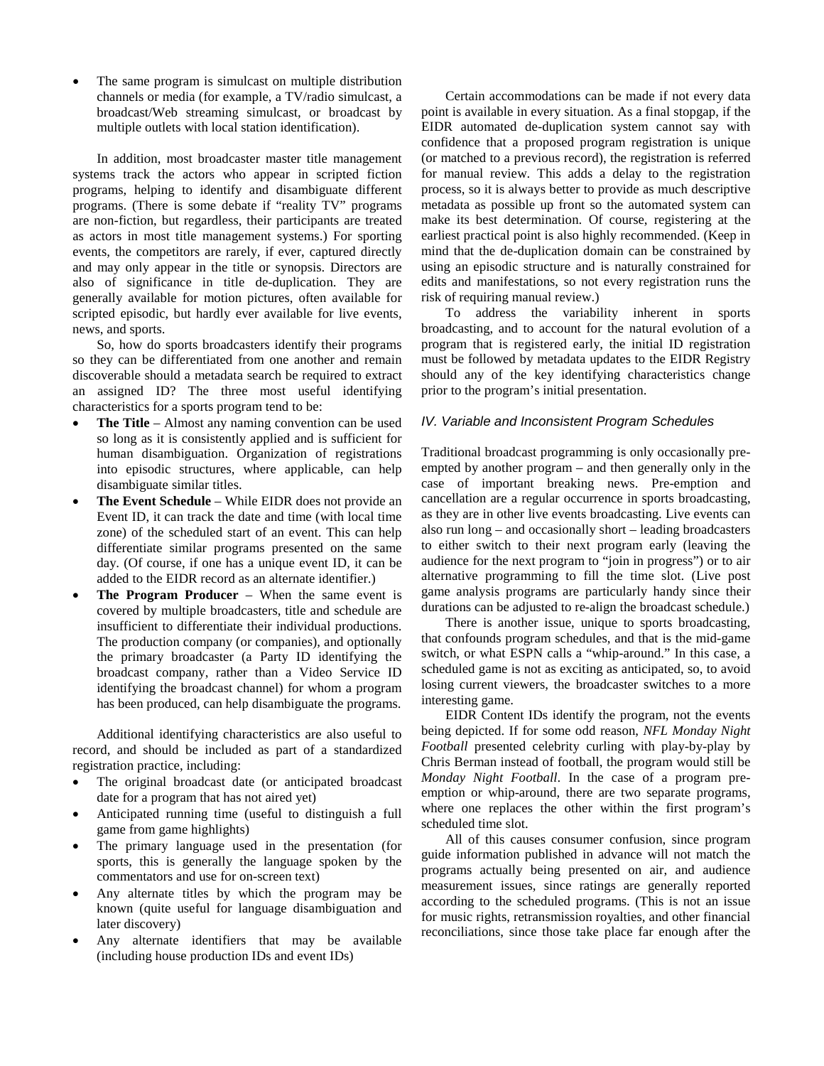- The same program is simulcast on multiple distribution channels or media (for example, a TV/radio simulcast, a broadcast/Web streaming simulcast, or broadcast by multiple outlets with local station identification).

In addition, most broadcaster master title management systems track the actors who appear in scripted fiction programs, helping to identify and disambiguate different programs. (There is some debate if "reality TV" programs are non-fiction, but regardless, their participants are treated as actors in most title management systems.) For sporting events, the competitors are rarely, if ever, captured directly and may only appear in the title or synopsis. Directors are also of significance in title de-duplication. They are generally available for motion pictures, often available for scripted episodic, but hardly ever available for live events, news, and sports.

So, how do sports broadcasters identify their programs so they can be differentiated from one another and remain discoverable should a metadata search be required to extract an assigned ID? The three most useful identifying characteristics for a sports program tend to be:

- **The Title** – Almost any naming convention can be used so long as it is consistently applied and is sufficient for human disambiguation. Organization of registrations into episodic structures, where applicable, can help disambiguate similar titles.
- **The Event Schedule** – While EIDR does not provide an Event ID, it can track the date and time (with local time zone) of the scheduled start of an event. This can help differentiate similar programs presented on the same day. (Of course, if one has a unique event ID, it can be added to the EIDR record as an alternate identifier.)
- **The Program Producer** – When the same event is covered by multiple broadcasters, title and schedule are insufficient to differentiate their individual productions. The production company (or companies), and optionally the primary broadcaster (a Party ID identifying the broadcast company, rather than a Video Service ID identifying the broadcast channel) for whom a program has been produced, can help disambiguate the programs.

Additional identifying characteristics are also useful to record, and should be included as part of a standardized registration practice, including:

- The original broadcast date (or anticipated broadcast date for a program that has not aired yet)
- Anticipated running time (useful to distinguish a full game from game highlights)
- The primary language used in the presentation (for sports, this is generally the language spoken by the commentators and use for on-screen text)
- Any alternate titles by which the program may be known (quite useful for language disambiguation and later discovery)
- Any alternate identifiers that may be available (including house production IDs and event IDs)

Certain accommodations can be made if not every data point is available in every situation. As a final stopgap, if the EIDR automated de-duplication system cannot say with confidence that a proposed program registration is unique (or matched to a previous record), the registration is referred for manual review. This adds a delay to the registration process, so it is always better to provide as much descriptive metadata as possible up front so the automated system can make its best determination. Of course, registering at the earliest practical point is also highly recommended. (Keep in mind that the de-duplication domain can be constrained by using an episodic structure and is naturally constrained for edits and manifestations, so not every registration runs the risk of requiring manual review.)

To address the variability inherent in sports broadcasting, and to account for the natural evolution of a program that is registered early, the initial ID registration must be followed by metadata updates to the EIDR Registry should any of the key identifying characteristics change prior to the program's initial presentation.

### *IV. Variable and Inconsistent Program Schedules*

Traditional broadcast programming is only occasionally pre-empted by another program – and then generally only in the case of important breaking news. Pre-emption and cancellation are a regular occurrence in sports broadcasting, as they are in other live events broadcasting. Live events can also run long – and occasionally short – leading broadcasters to either switch to their next program early (leaving the audience for the next program to "join in progress") or to air alternative programming to fill the time slot. (Live post game analysis programs are particularly handy since their durations can be adjusted to re-align the broadcast schedule.)

There is another issue, unique to sports broadcasting, that confounds program schedules, and that is the mid-game switch, or what ESPN calls a "whip-around." In this case, a scheduled game is not as exciting as anticipated, so, to avoid losing current viewers, the broadcaster switches to a more interesting game.

EIDR Content IDs identify the program, not the events being depicted. If for some odd reason, *NFL Monday Night Football* presented celebrity curling with play-by-play by Chris Berman instead of football, the program would still be *Monday Night Football*. In the case of a program pre-emption or whip-around, there are two separate programs, where one replaces the other within the first program's scheduled time slot.

All of this causes consumer confusion, since program guide information published in advance will not match the programs actually being presented on air, and audience measurement issues, since ratings are generally reported according to the scheduled programs. (This is not an issue for music rights, retransmission royalties, and other financial reconciliations, since those take place far enough after the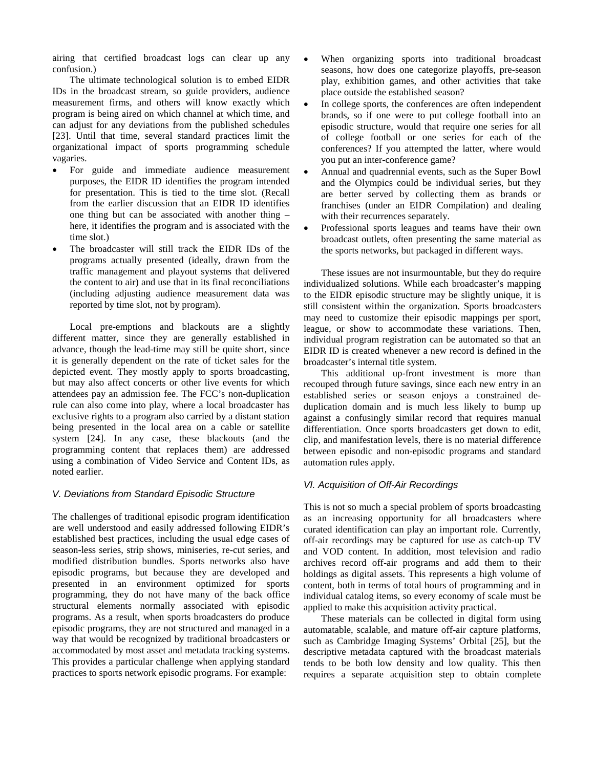airing that certified broadcast logs can clear up any confusion.)

The ultimate technological solution is to embed EIDR IDs in the broadcast stream, so guide providers, audience measurement firms, and others will know exactly which program is being aired on which channel at which time, and can adjust for any deviations from the published schedules [23]. Until that time, several standard practices limit the organizational impact of sports programming schedule vagaries.

- For guide and immediate audience measurement purposes, the EIDR ID identifies the program intended for presentation. This is tied to the time slot. (Recall from the earlier discussion that an EIDR ID identifies one thing but can be associated with another thing – here, it identifies the program and is associated with the time slot.)
- The broadcaster will still track the EIDR IDs of the programs actually presented (ideally, drawn from the traffic management and playout systems that delivered the content to air) and use that in its final reconciliations (including adjusting audience measurement data was reported by time slot, not by program).

Local pre-emptions and blackouts are a slightly different matter, since they are generally established in advance, though the lead-time may still be quite short, since it is generally dependent on the rate of ticket sales for the depicted event. They mostly apply to sports broadcasting, but may also affect concerts or other live events for which attendees pay an admission fee. The FCC's non-duplication rule can also come into play, where a local broadcaster has exclusive rights to a program also carried by a distant station being presented in the local area on a cable or satellite system [24]. In any case, these blackouts (and the programming content that replaces them) are addressed using a combination of Video Service and Content IDs, as noted earlier.

### *V. Deviations from Standard Episodic Structure*

The challenges of traditional episodic program identification are well understood and easily addressed following EIDR's established best practices, including the usual edge cases of season-less series, strip shows, miniseries, re-cut series, and modified distribution bundles. Sports networks also have episodic programs, but because they are developed and presented in an environment optimized for sports programming, they do not have many of the back office structural elements normally associated with episodic programs. As a result, when sports broadcasters do produce episodic programs, they are not structured and managed in a way that would be recognized by traditional broadcasters or accommodated by most asset and metadata tracking systems. This provides a particular challenge when applying standard practices to sports network episodic programs. For example:

- When organizing sports into traditional broadcast seasons, how does one categorize playoffs, pre-season play, exhibition games, and other activities that take place outside the established season?
- In college sports, the conferences are often independent brands, so if one were to put college football into an episodic structure, would that require one series for all of college football or one series for each of the conferences? If you attempted the latter, where would you put an inter-conference game?
- Annual and quadrennial events, such as the Super Bowl and the Olympics could be individual series, but they are better served by collecting them as brands or franchises (under an EIDR Compilation) and dealing with their recurrences separately.
- Professional sports leagues and teams have their own broadcast outlets, often presenting the same material as the sports networks, but packaged in different ways.

These issues are not insurmountable, but they do require individualized solutions. While each broadcaster's mapping to the EIDR episodic structure may be slightly unique, it is still consistent within the organization. Sports broadcasters may need to customize their episodic mappings per sport, league, or show to accommodate these variations. Then, individual program registration can be automated so that an EIDR ID is created whenever a new record is defined in the broadcaster's internal title system.

This additional up-front investment is more than recouped through future savings, since each new entry in an established series or season enjoys a constrained de-duplication domain and is much less likely to bump up against a confusingly similar record that requires manual differentiation. Once sports broadcasters get down to edit, clip, and manifestation levels, there is no material difference between episodic and non-episodic programs and standard automation rules apply.

### *VI. Acquisition of Off-Air Recordings*

This is not so much a special problem of sports broadcasting as an increasing opportunity for all broadcasters where curated identification can play an important role. Currently, off-air recordings may be captured for use as catch-up TV and VOD content. In addition, most television and radio archives record off-air programs and add them to their holdings as digital assets. This represents a high volume of content, both in terms of total hours of programming and in individual catalog items, so every economy of scale must be applied to make this acquisition activity practical.

These materials can be collected in digital form using automatable, scalable, and mature off-air capture platforms, such as Cambridge Imaging Systems' Orbital [25], but the descriptive metadata captured with the broadcast materials tends to be both low density and low quality. This then requires a separate acquisition step to obtain complete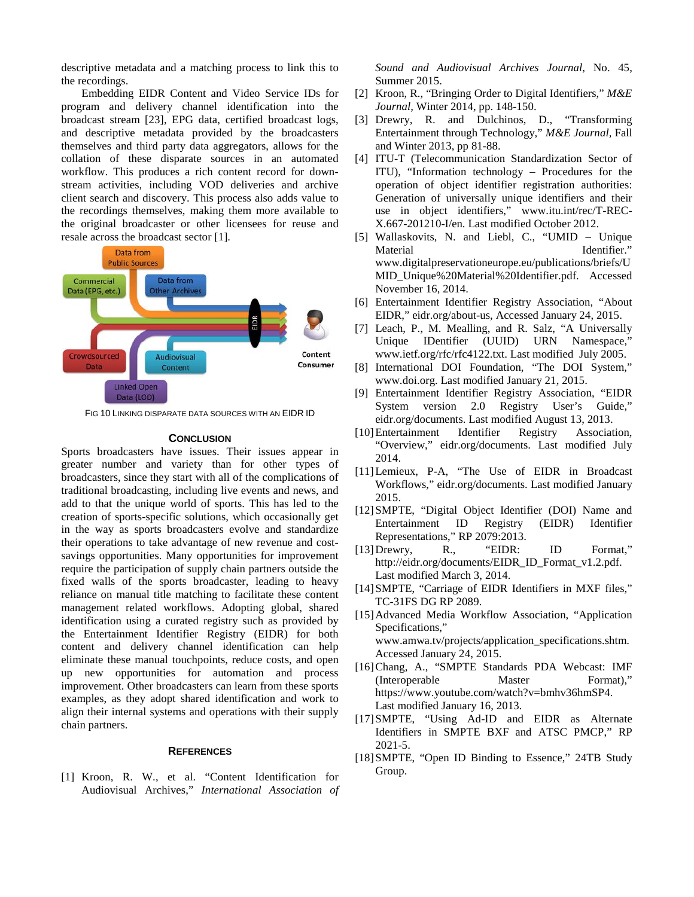descriptive metadata and a matching process to link this to the recordings.

Embedding EIDR Content and Video Service IDs for program and delivery channel identification into the broadcast stream [23], EPG data, certified broadcast logs, and descriptive metadata provided by the broadcasters themselves and third party data aggregators, allows for the collation of these disparate sources in an automated workflow. This produces a rich content record for down-stream activities, including VOD deliveries and archive client search and discovery. This process also adds value to the recordings themselves, making them more available to the original broadcaster or other licensees for reuse and resale across the broadcast sector [1].

Fig 10 Linking disparate data sources with an EIDR ID

## Conclusion

Sports broadcasters have issues. Their issues appear in greater number and variety than for other types of broadcasters, since they start with all of the complications of traditional broadcasting, including live events and news, and add to that the unique world of sports. This has led to the creation of sports-specific solutions, which occasionally get in the way as sports broadcasters evolve and standardize their operations to take advantage of new revenue and cost-savings opportunities. Many opportunities for improvement require the participation of supply chain partners outside the fixed walls of the sports broadcaster, leading to heavy reliance on manual title matching to facilitate these content management related workflows. Adopting global, shared identification using a curated registry such as provided by the Entertainment Identifier Registry (EIDR) for both content and delivery channel identification can help eliminate these manual touchpoints, reduce costs, and open up new opportunities for automation and process improvement. Other broadcasters can learn from these sports examples, as they adopt shared identification and work to align their internal systems and operations with their supply chain partners.

## References

[1] Kroon, R. W., et al. "Content Identification for Audiovisual Archives," *International Association of Sound and Audiovisual Archives Journal*, No. 45, Summer 2015.

[2] Kroon, R., "Bringing Order to Digital Identifiers," *M&E Journal*, Winter 2014, pp. 148-150.

[3] Drewry, R. and Dulchinos, D., "Transforming Entertainment through Technology," *M&E Journal*, Fall and Winter 2013, pp 81-88.

[4] ITU-T (Telecommunication Standardization Sector of ITU), "Information technology – Procedures for the operation of object identifier registration authorities: Generation of universally unique identifiers and their use in object identifiers," www.itu.int/rec/T-REC-X.667-201210-I/en. Last modified October 2012.

[5] Wallaskovits, N. and Liebl, C., "UMID – Unique Material Identifier." www.digitalpreservationeurope.eu/publications/briefs/UMID_Unique%20Material%20Identifier.pdf. Accessed November 16, 2014.

[6] Entertainment Identifier Registry Association, "About EIDR," eidr.org/about-us, Accessed January 24, 2015.

[7] Leach, P., M. Mealling, and R. Salz, "A Universally Unique IDentifier (UUID) URN Namespace," www.ietf.org/rfc/rfc4122.txt. Last modified July 2005.

[8] International DOI Foundation, "The DOI System," www.doi.org. Last modified January 21, 2015.

[9] Entertainment Identifier Registry Association, "EIDR System version 2.0 Registry User's Guide," eidr.org/documents. Last modified August 13, 2013.

[10] Entertainment Identifier Registry Association, "Overview," eidr.org/documents. Last modified July 2014.

[11] Lemieux, P-A, "The Use of EIDR in Broadcast Workflows," eidr.org/documents. Last modified January 2015.

[12] SMPTE, "Digital Object Identifier (DOI) Name and Entertainment ID Registry (EIDR) Identifier Representations," RP 2079:2013.

[13] Drewry, R., "EIDR: ID Format," http://eidr.org/documents/EIDR_ID_Format_v1.2.pdf. Last modified March 3, 2014.

[14] SMPTE, "Carriage of EIDR Identifiers in MXF files," TC-31FS DG RP 2089.

[15] Advanced Media Workflow Association, "Application Specifications," www.amwa.tv/projects/application_specifications.shtm. Accessed January 24, 2015.

[16] Chang, A., "SMPTE Standards PDA Webcast: IMF (Interoperable Master Format)," https://www.youtube.com/watch?v=bmhv36hmSP4. Last modified January 16, 2013.

[17] SMPTE, "Using Ad-ID and EIDR as Alternate Identifiers in SMPTE BXF and ATSC PMCP," RP 2021-5.

[18] SMPTE, "Open ID Binding to Essence," 24TB Study Group.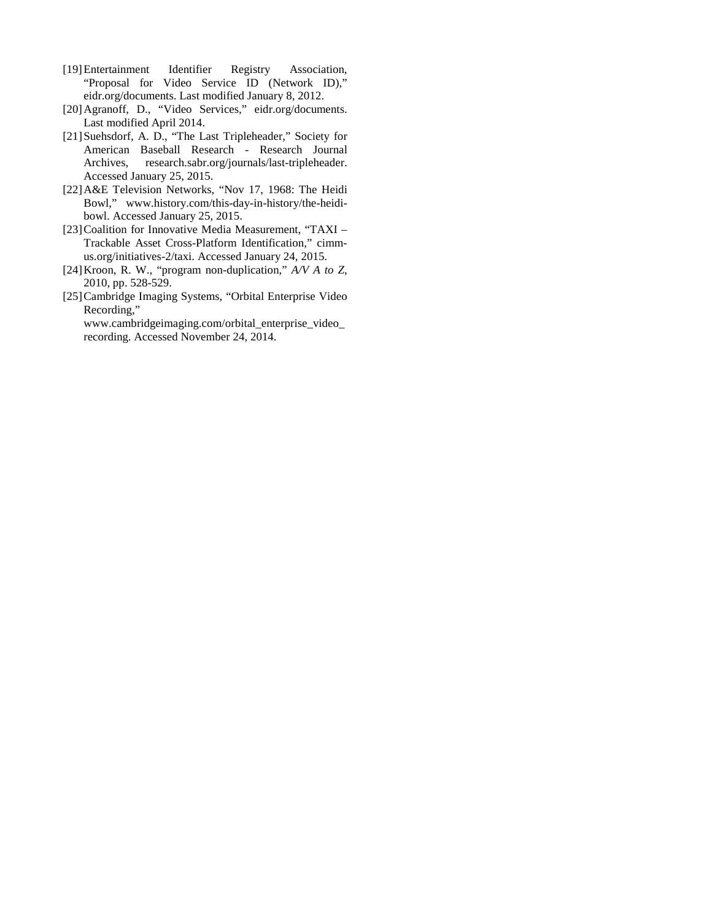[19] Entertainment Identifier Registry Association, "Proposal for Video Service ID (Network ID)," eidr.org/documents. Last modified January 8, 2012.

[20] Agranoff, D., "Video Services," eidr.org/documents. Last modified April 2014.

[21] Suehsdorf, A. D., "The Last Tripleheader," Society for American Baseball Research - Research Journal Archives, research.sabr.org/journals/last-tripleheader. Accessed January 25, 2015.

[22] A&E Television Networks, "Nov 17, 1968: The Heidi Bowl," www.history.com/this-day-in-history/the-heidi-bowl. Accessed January 25, 2015.

[23] Coalition for Innovative Media Measurement, "TAXI – Trackable Asset Cross-Platform Identification," cimm-us.org/initiatives-2/taxi. Accessed January 24, 2015.

[24] Kroon, R. W., "program non-duplication," *A/V A to Z*, 2010, pp. 528-529.

[25] Cambridge Imaging Systems, "Orbital Enterprise Video Recording," www.cambridgeimaging.com/orbital_enterprise_video_recording. Accessed November 24, 2014.